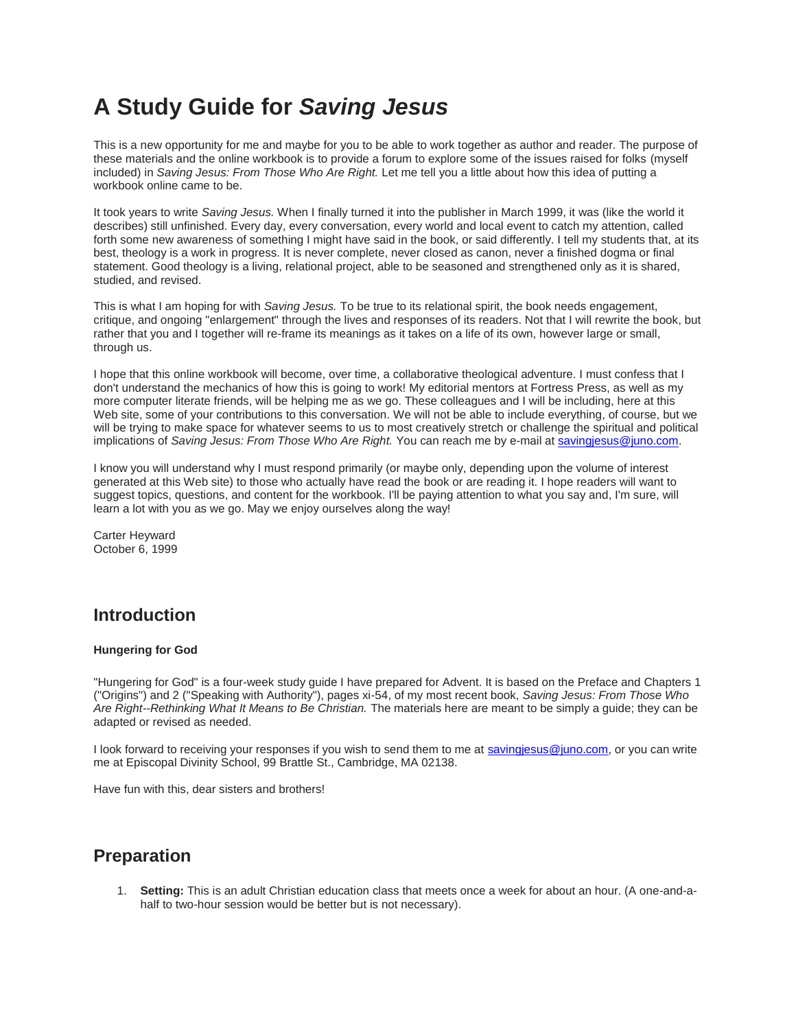# A Study Guide for *Saving Jesus*

This is a new opportunity for me and maybe for you to be able to work together as author and reader. The purpose of these materials and the online workbook is to provide a forum to explore some of the issues raised for folks (myself included) in *Saving Jesus: From Those Who Are Right.* Let me tell you a little about how this idea of putting a workbook online came to be.

It took years to write *Saving Jesus.* When I finally turned it into the publisher in March 1999, it was (like the world it describes) still unfinished. Every day, every conversation, every world and local event to catch my attention, called forth some new awareness of something I might have said in the book, or said differently. I tell my students that, at its best, theology is a work in progress. It is never complete, never closed as canon, never a finished dogma or final statement. Good theology is a living, relational project, able to be seasoned and strengthened only as it is shared, studied, and revised.

This is what I am hoping for with *Saving Jesus.* To be true to its relational spirit, the book needs engagement, critique, and ongoing "enlargement" through the lives and responses of its readers. Not that I will rewrite the book, but rather that you and I together will re-frame its meanings as it takes on a life of its own, however large or small, through us.

I hope that this online workbook will become, over time, a collaborative theological adventure. I must confess that I don't understand the mechanics of how this is going to work! My editorial mentors at Fortress Press, as well as my more computer literate friends, will be helping me as we go. These colleagues and I will be including, here at this Web site, some of your contributions to this conversation. We will not be able to include everything, of course, but we will be trying to make space for whatever seems to us to most creatively stretch or challenge the spiritual and political implications of *Saving Jesus: From Those Who Are Right.* You can reach me by e-mail at savingjesus@juno.com.

I know you will understand why I must respond primarily (or maybe only, depending upon the volume of interest generated at this Web site) to those who actually have read the book or are reading it. I hope readers will want to suggest topics, questions, and content for the workbook. I'll be paying attention to what you say and, I'm sure, will learn a lot with you as we go. May we enjoy ourselves along the way!

Carter Heyward
October 6, 1999

## Introduction

**Hungering for God**

"Hungering for God" is a four-week study guide I have prepared for Advent. It is based on the Preface and Chapters 1 ("Origins") and 2 ("Speaking with Authority"), pages xi-54, of my most recent book, *Saving Jesus: From Those Who Are Right--Rethinking What It Means to Be Christian.* The materials here are meant to be simply a guide; they can be adapted or revised as needed.

I look forward to receiving your responses if you wish to send them to me at savingjesus@juno.com, or you can write me at Episcopal Divinity School, 99 Brattle St., Cambridge, MA 02138.

Have fun with this, dear sisters and brothers!

## Preparation

1. **Setting:** This is an adult Christian education class that meets once a week for about an hour. (A one-and-a-half to two-hour session would be better but is not necessary).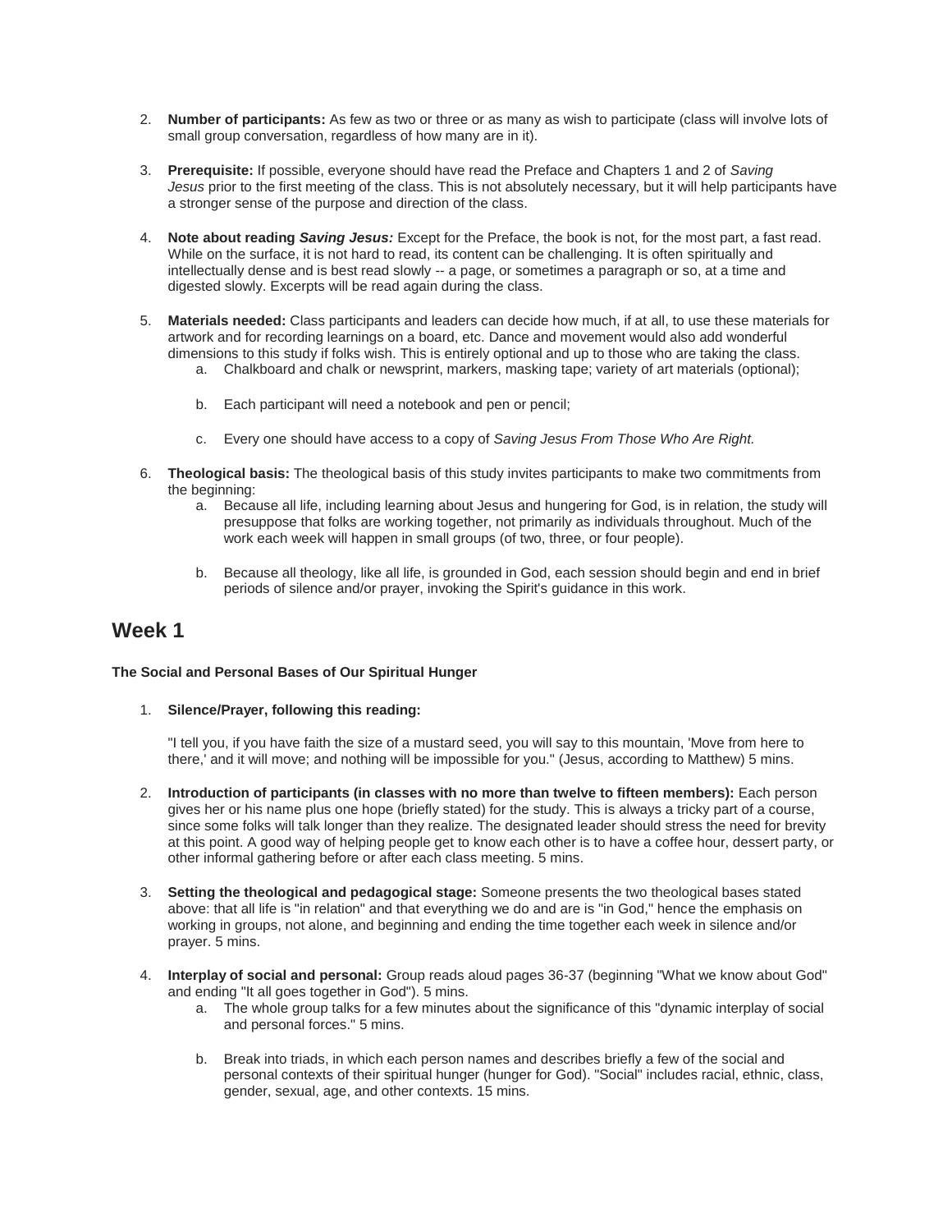2. **Number of participants:** As few as two or three or as many as wish to participate (class will involve lots of small group conversation, regardless of how many are in it).

3. **Prerequisite:** If possible, everyone should have read the Preface and Chapters 1 and 2 of *Saving Jesus* prior to the first meeting of the class. This is not absolutely necessary, but it will help participants have a stronger sense of the purpose and direction of the class.

4. **Note about reading *Saving Jesus:*** Except for the Preface, the book is not, for the most part, a fast read. While on the surface, it is not hard to read, its content can be challenging. It is often spiritually and intellectually dense and is best read slowly -- a page, or sometimes a paragraph or so, at a time and digested slowly. Excerpts will be read again during the class.

5. **Materials needed:** Class participants and leaders can decide how much, if at all, to use these materials for artwork and for recording learnings on a board, etc. Dance and movement would also add wonderful dimensions to this study if folks wish. This is entirely optional and up to those who are taking the class.
   a. Chalkboard and chalk or newsprint, markers, masking tape; variety of art materials (optional);
   b. Each participant will need a notebook and pen or pencil;
   c. Every one should have access to a copy of *Saving Jesus From Those Who Are Right.*

6. **Theological basis:** The theological basis of this study invites participants to make two commitments from the beginning:
   a. Because all life, including learning about Jesus and hungering for God, is in relation, the study will presuppose that folks are working together, not primarily as individuals throughout. Much of the work each week will happen in small groups (of two, three, or four people).
   b. Because all theology, like all life, is grounded in God, each session should begin and end in brief periods of silence and/or prayer, invoking the Spirit's guidance in this work.

## Week 1

**The Social and Personal Bases of Our Spiritual Hunger**

1. **Silence/Prayer, following this reading:**

   "I tell you, if you have faith the size of a mustard seed, you will say to this mountain, 'Move from here to there,' and it will move; and nothing will be impossible for you." (Jesus, according to Matthew) 5 mins.

2. **Introduction of participants (in classes with no more than twelve to fifteen members):** Each person gives her or his name plus one hope (briefly stated) for the study. This is always a tricky part of a course, since some folks will talk longer than they realize. The designated leader should stress the need for brevity at this point. A good way of helping people get to know each other is to have a coffee hour, dessert party, or other informal gathering before or after each class meeting. 5 mins.

3. **Setting the theological and pedagogical stage:** Someone presents the two theological bases stated above: that all life is "in relation" and that everything we do and are is "in God," hence the emphasis on working in groups, not alone, and beginning and ending the time together each week in silence and/or prayer. 5 mins.

4. **Interplay of social and personal:** Group reads aloud pages 36-37 (beginning "What we know about God" and ending "It all goes together in God"). 5 mins.
   a. The whole group talks for a few minutes about the significance of this "dynamic interplay of social and personal forces." 5 mins.
   b. Break into triads, in which each person names and describes briefly a few of the social and personal contexts of their spiritual hunger (hunger for God). "Social" includes racial, ethnic, class, gender, sexual, age, and other contexts. 15 mins.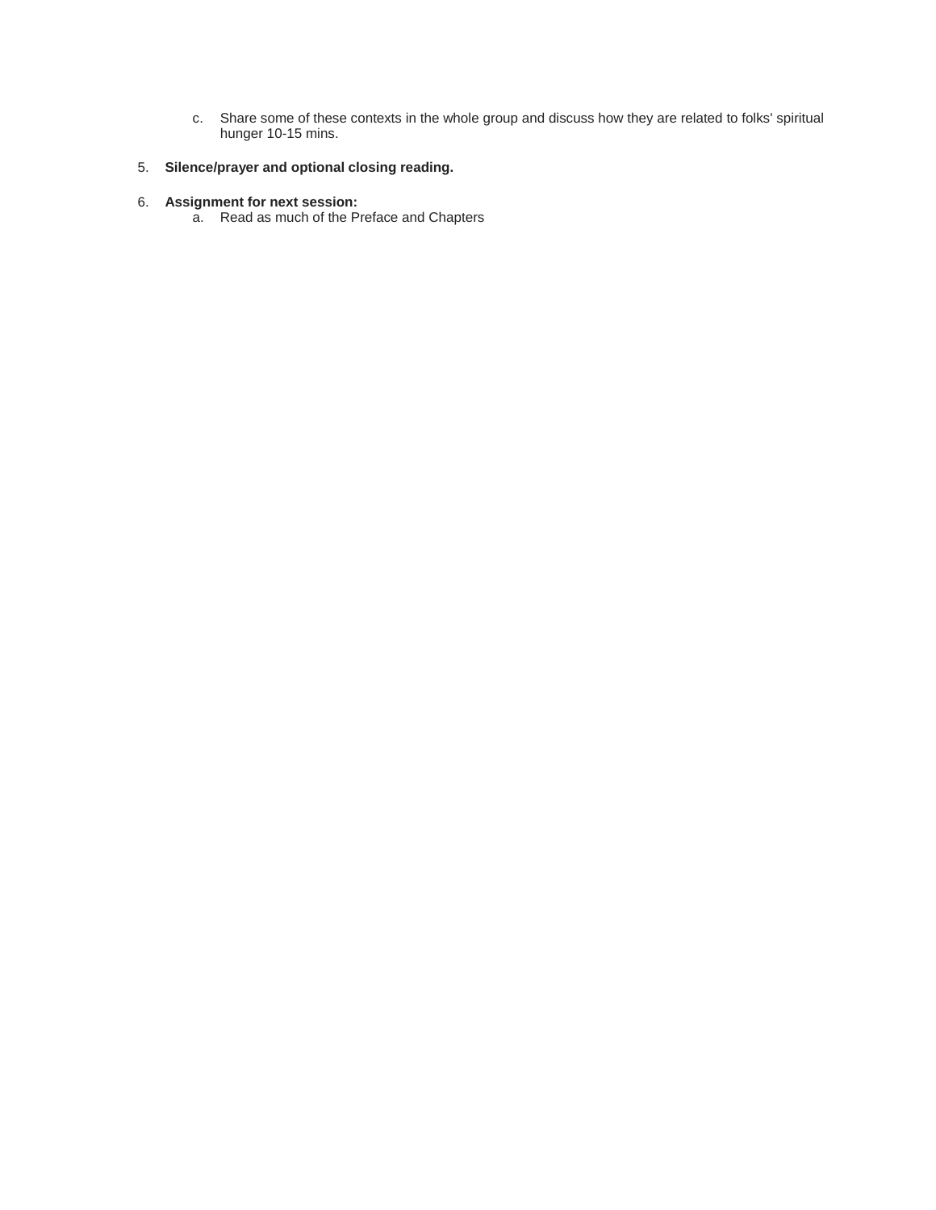c. Share some of these contexts in the whole group and discuss how they are related to folks' spiritual hunger 10-15 mins.

5. **Silence/prayer and optional closing reading.**

6. **Assignment for next session:**
   a. Read as much of the Preface and Chapters